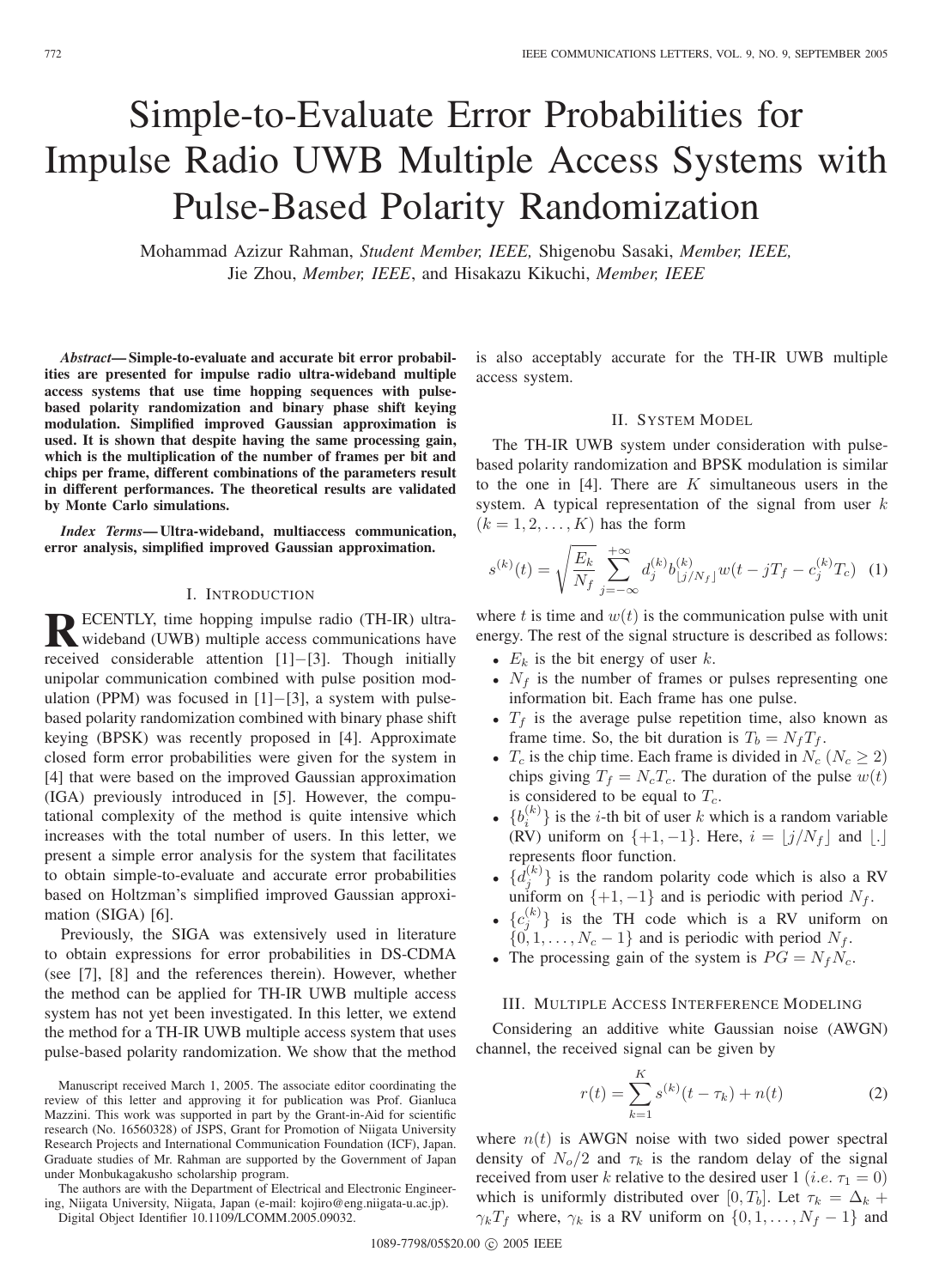# Simple-to-Evaluate Error Probabilities for Impulse Radio UWB Multiple Access Systems with Pulse-Based Polarity Randomization

Mohammad Azizur Rahman, *Student Member, IEEE,* Shigenobu Sasaki, *Member, IEEE,* Jie Zhou, *Member, IEEE*, and Hisakazu Kikuchi, *Member, IEEE*

***Abstract*— Simple-to-evaluate and accurate bit error probabilities are presented for impulse radio ultra-wideband multiple access systems that use time hopping sequences with pulse-based polarity randomization and binary phase shift keying modulation. Simplified improved Gaussian approximation is used. It is shown that despite having the same processing gain, which is the multiplication of the number of frames per bit and chips per frame, different combinations of the parameters result in different performances. The theoretical results are validated by Monte Carlo simulations.**

***Index Terms*— Ultra-wideband, multiaccess communication, error analysis, simplified improved Gaussian approximation.**

## I. Introduction

Recently, time hopping impulse radio (TH-IR) ultra-wideband (UWB) multiple access communications have received considerable attention [1]−[3]. Though initially unipolar communication combined with pulse position modulation (PPM) was focused in [1]−[3], a system with pulse-based polarity randomization combined with binary phase shift keying (BPSK) was recently proposed in [4]. Approximate closed form error probabilities were given for the system in [4] that were based on the improved Gaussian approximation (IGA) previously introduced in [5]. However, the computational complexity of the method is quite intensive which increases with the total number of users. In this letter, we present a simple error analysis for the system that facilitates to obtain simple-to-evaluate and accurate error probabilities based on Holtzman's simplified improved Gaussian approximation (SIGA) [6].

Previously, the SIGA was extensively used in literature to obtain expressions for error probabilities in DS-CDMA (see [7], [8] and the references therein). However, whether the method can be applied for TH-IR UWB multiple access system has not yet been investigated. In this letter, we extend the method for a TH-IR UWB multiple access system that uses pulse-based polarity randomization. We show that the method is also acceptably accurate for the TH-IR UWB multiple access system.

Manuscript received March 1, 2005. The associate editor coordinating the review of this letter and approving it for publication was Prof. Gianluca Mazzini. This work was supported in part by the Grant-in-Aid for scientific research (No. 16560328) of JSPS, Grant for Promotion of Niigata University Research Projects and International Communication Foundation (ICF), Japan. Graduate studies of Mr. Rahman are supported by the Government of Japan under Monbukagakusho scholarship program.

The authors are with the Department of Electrical and Electronic Engineering, Niigata University, Niigata, Japan (e-mail: kojiro@eng.niigata-u.ac.jp).

Digital Object Identifier 10.1109/LCOMM.2005.09032.

## II. System Model

The TH-IR UWB system under consideration with pulse-based polarity randomization and BPSK modulation is similar to the one in [4]. There are $K$ simultaneous users in the system. A typical representation of the signal from user $k$ $(k = 1, 2, \ldots, K)$ has the form

$$s^{(k)}(t) = \sqrt{\frac{E_k}{N_f}} \sum_{j=-\infty}^{+\infty} d_j^{(k)} b_{\lfloor j/N_f \rfloor}^{(k)} w(t - jT_f - c_j^{(k)} T_c) \quad (1)$$

where $t$ is time and $w(t)$ is the communication pulse with unit energy. The rest of the signal structure is described as follows:

- $E_k$ is the bit energy of user $k$.
- $N_f$ is the number of frames or pulses representing one information bit. Each frame has one pulse.
- $T_f$ is the average pulse repetition time, also known as frame time. So, the bit duration is $T_b = N_f T_f$.
- $T_c$ is the chip time. Each frame is divided in $N_c$ $(N_c \geq 2)$ chips giving $T_f = N_c T_c$. The duration of the pulse $w(t)$ is considered to be equal to $T_c$.
- $\{b_i^{(k)}\}$ is the $i$-th bit of user $k$ which is a random variable (RV) uniform on $\{+1, -1\}$. Here, $i = \lfloor j/N_f \rfloor$ and $\lfloor . \rfloor$ represents floor function.
- $\{d_j^{(k)}\}$ is the random polarity code which is also a RV uniform on $\{+1, -1\}$ and is periodic with period $N_f$.
- $\{c_j^{(k)}\}$ is the TH code which is a RV uniform on $\{0, 1, \ldots, N_c - 1\}$ and is periodic with period $N_f$.
- The processing gain of the system is $PG = N_f N_c$.

## III. Multiple Access Interference Modeling

Considering an additive white Gaussian noise (AWGN) channel, the received signal can be given by

$$r(t) = \sum_{k=1}^{K} s^{(k)}(t - \tau_k) + n(t) \quad (2)$$

where $n(t)$ is AWGN noise with two sided power spectral density of $N_o/2$ and $\tau_k$ is the random delay of the signal received from user $k$ relative to the desired user 1 (*i.e.* $\tau_1 = 0$) which is uniformly distributed over $[0, T_b]$. Let $\tau_k = \Delta_k + \gamma_k T_f$ where, $\gamma_k$ is a RV uniform on $\{0, 1, \ldots, N_f - 1\}$ and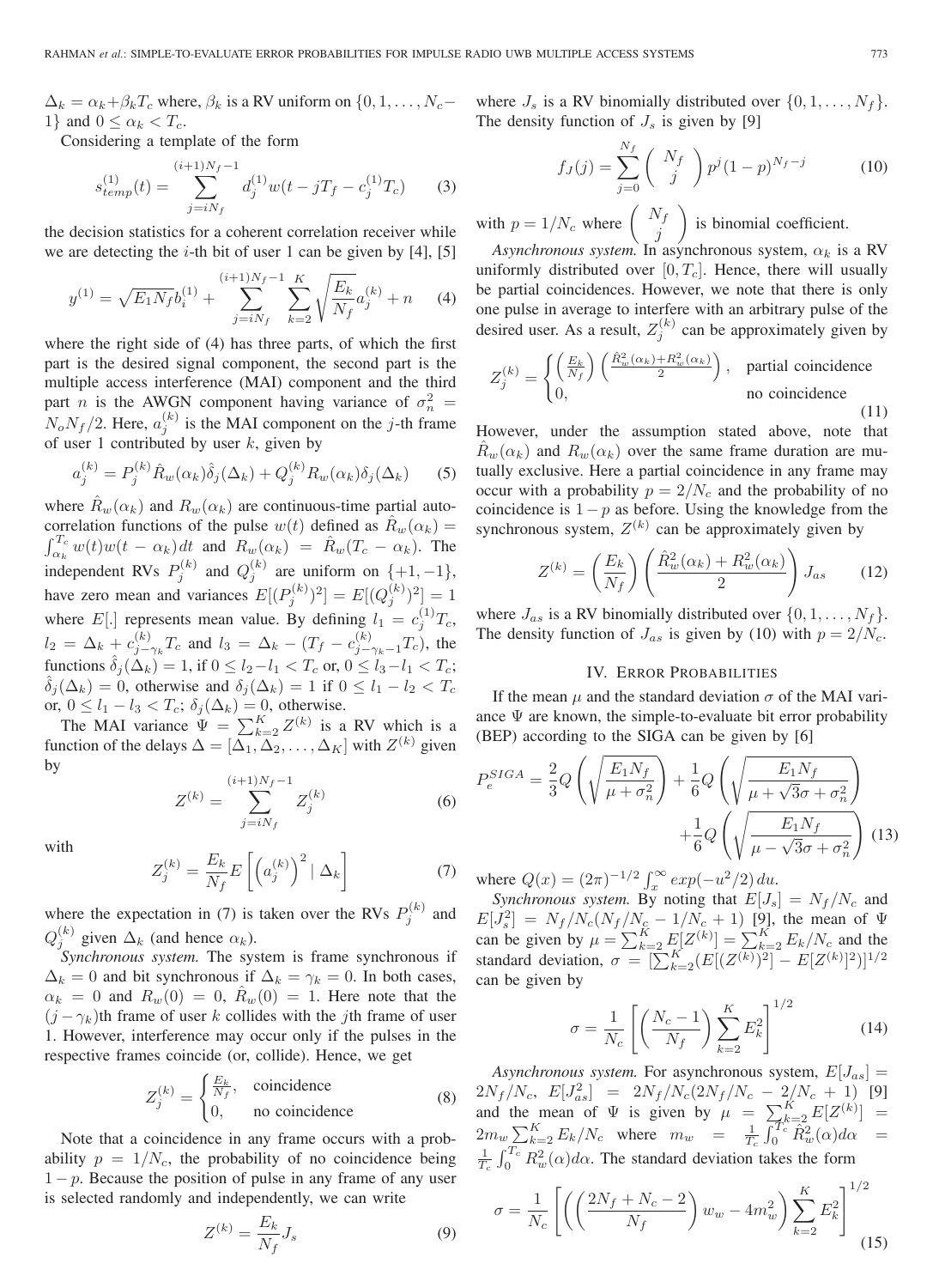$\Delta_k = \alpha_k + \beta_k T_c$ where, $\beta_k$ is a RV uniform on $\{0, 1, \ldots, N_c - 1\}$ and $0 \leq \alpha_k < T_c$.

Considering a template of the form

$$s_{temp}^{(1)}(t) = \sum_{j=iN_f}^{(i+1)N_f-1} d_j^{(1)} w(t - jT_f - c_j^{(1)} T_c) \tag{3}$$

the decision statistics for a coherent correlation receiver while we are detecting the $i$-th bit of user 1 can be given by [4], [5]

$$y^{(1)} = \sqrt{E_1 N_f} b_i^{(1)} + \sum_{j=iN_f}^{(i+1)N_f-1} \sum_{k=2}^{K} \sqrt{\frac{E_k}{N_f}} a_j^{(k)} + n \tag{4}$$

where the right side of (4) has three parts, of which the first part is the desired signal component, the second part is the multiple access interference (MAI) component and the third part $n$ is the AWGN component having variance of $\sigma_n^2 = N_o N_f / 2$. Here, $a_j^{(k)}$ is the MAI component on the $j$-th frame of user 1 contributed by user $k$, given by

$$a_j^{(k)} = P_j^{(k)} \hat{R}_w(\alpha_k) \hat{\delta}_j(\Delta_k) + Q_j^{(k)} R_w(\alpha_k) \delta_j(\Delta_k) \tag{5}$$

where $\hat{R}_w(\alpha_k)$ and $R_w(\alpha_k)$ are continuous-time partial autocorrelation functions of the pulse $w(t)$ defined as $\hat{R}_w(\alpha_k) = \int_{\alpha_k}^{T_c} w(t) w(t - \alpha_k) dt$ and $R_w(\alpha_k) = \hat{R}_w(T_c - \alpha_k)$. The independent RVs $P_j^{(k)}$ and $Q_j^{(k)}$ are uniform on $\{+1, -1\}$, have zero mean and variances $E[(P_j^{(k)})^2] = E[(Q_j^{(k)})^2] = 1$ where $E[.]$ represents mean value. By defining $l_1 = c_j^{(1)} T_c$, $l_2 = \Delta_k + c_{j-\gamma_k}^{(k)} T_c$ and $l_3 = \Delta_k - (T_f - c_{j-\gamma_k-1}^{(k)} T_c)$, the functions $\hat{\delta}_j(\Delta_k) = 1$, if $0 \leq l_2 - l_1 < T_c$ or, $0 \leq l_3 - l_1 < T_c$; $\hat{\delta}_j(\Delta_k) = 0$, otherwise and $\delta_j(\Delta_k) = 1$ if $0 \leq l_1 - l_2 < T_c$ or, $0 \leq l_1 - l_3 < T_c$; $\delta_j(\Delta_k) = 0$, otherwise.

The MAI variance $\Psi = \sum_{k=2}^{K} Z^{(k)}$ is a RV which is a function of the delays $\Delta = [\Delta_1, \Delta_2, \ldots, \Delta_K]$ with $Z^{(k)}$ given by

$$Z^{(k)} = \sum_{j=iN_f}^{(i+1)N_f-1} Z_j^{(k)} \tag{6}$$

with

$$Z_j^{(k)} = \frac{E_k}{N_f} E\left[ \left( a_j^{(k)} \right)^2 \mid \Delta_k \right] \tag{7}$$

where the expectation in (7) is taken over the RVs $P_j^{(k)}$ and $Q_j^{(k)}$ given $\Delta_k$ (and hence $\alpha_k$).

*Synchronous system.* The system is frame synchronous if $\Delta_k = 0$ and bit synchronous if $\Delta_k = \gamma_k = 0$. In both cases, $\alpha_k = 0$ and $R_w(0) = 0$, $\hat{R}_w(0) = 1$. Here note that the $(j - \gamma_k)$th frame of user $k$ collides with the $j$th frame of user 1. However, interference may occur only if the pulses in the respective frames coincide (or, collide). Hence, we get

$$Z_j^{(k)} = \begin{cases} \frac{E_k}{N_f}, & \text{coincidence} \\ 0, & \text{no coincidence} \end{cases} \tag{8}$$

Note that a coincidence in any frame occurs with a probability $p = 1/N_c$, the probability of no coincidence being $1 - p$. Because the position of pulse in any frame of any user is selected randomly and independently, we can write

$$Z^{(k)} = \frac{E_k}{N_f} J_s \tag{9}$$

where $J_s$ is a RV binomially distributed over $\{0, 1, \ldots, N_f\}$. The density function of $J_s$ is given by [9]

$$f_J(j) = \sum_{j=0}^{N_f} \binom{N_f}{j} p^j (1-p)^{N_f - j} \tag{10}$$

with $p = 1/N_c$ where $\binom{N_f}{j}$ is binomial coefficient.

*Asynchronous system.* In asynchronous system, $\alpha_k$ is a RV uniformly distributed over $[0, T_c]$. Hence, there will usually be partial coincidences. However, we note that there is only one pulse in average to interfere with an arbitrary pulse of the desired user. As a result, $Z_j^{(k)}$ can be approximately given by

$$Z_j^{(k)} = \begin{cases} \left(\frac{E_k}{N_f}\right) \left( \frac{\hat{R}_w^2(\alpha_k) + R_w^2(\alpha_k)}{2} \right), & \text{partial coincidence} \\ 0, & \text{no coincidence} \end{cases} \tag{11}$$

However, under the assumption stated above, note that $\hat{R}_w(\alpha_k)$ and $R_w(\alpha_k)$ over the same frame duration are mutually exclusive. Here a partial coincidence in any frame may occur with a probability $p = 2/N_c$ and the probability of no coincidence is $1 - p$ as before. Using the knowledge from the synchronous system, $Z^{(k)}$ can be approximately given by

$$Z^{(k)} = \left(\frac{E_k}{N_f}\right) \left( \frac{\hat{R}_w^2(\alpha_k) + R_w^2(\alpha_k)}{2} \right) J_{as} \tag{12}$$

where $J_{as}$ is a RV binomially distributed over $\{0, 1, \ldots, N_f\}$. The density function of $J_{as}$ is given by (10) with $p = 2/N_c$.

## IV. Error Probabilities

If the mean $\mu$ and the standard deviation $\sigma$ of the MAI variance $\Psi$ are known, the simple-to-evaluate bit error probability (BEP) according to the SIGA can be given by [6]

$$P_e^{SIGA} = \frac{2}{3} Q\left( \sqrt{\frac{E_1 N_f}{\mu + \sigma_n^2}} \right) + \frac{1}{6} Q\left( \sqrt{\frac{E_1 N_f}{\mu + \sqrt{3}\sigma + \sigma_n^2}} \right) + \frac{1}{6} Q\left( \sqrt{\frac{E_1 N_f}{\mu - \sqrt{3}\sigma + \sigma_n^2}} \right) \tag{13}$$

where $Q(x) = (2\pi)^{-1/2} \int_x^\infty exp(-u^2/2)\, du$.

*Synchronous system.* By noting that $E[J_s] = N_f / N_c$ and $E[J_s^2] = N_f / N_c (N_f / N_c - 1/N_c + 1)$ [9], the mean of $\Psi$ can be given by $\mu = \sum_{k=2}^{K} E[Z^{(k)}] = \sum_{k=2}^{K} E_k / N_c$ and the standard deviation, $\sigma = [\sum_{k=2}^{K} (E[(Z^{(k)})^2] - E[Z^{(k)}]^2)]^{1/2}$ can be given by

$$\sigma = \frac{1}{N_c} \left[ \left( \frac{N_c - 1}{N_f} \right) \sum_{k=2}^{K} E_k^2 \right]^{1/2} \tag{14}$$

*Asynchronous system.* For asynchronous system, $E[J_{as}] = 2N_f / N_c$, $E[J_{as}^2] = 2N_f / N_c (2N_f / N_c - 2/N_c + 1)$ [9] and the mean of $\Psi$ is given by $\mu = \sum_{k=2}^{K} E[Z^{(k)}] = 2m_w \sum_{k=2}^{K} E_k / N_c$ where $m_w = \frac{1}{T_c} \int_0^{T_c} \hat{R}_w^2(\alpha) d\alpha = \frac{1}{T_c} \int_0^{T_c} R_w^2(\alpha) d\alpha$. The standard deviation takes the form

$$\sigma = \frac{1}{N_c} \left[ \left( \left( \frac{2N_f + N_c - 2}{N_f} \right) w_w - 4m_w^2 \right) \sum_{k=2}^{K} E_k^2 \right]^{1/2} \tag{15}$$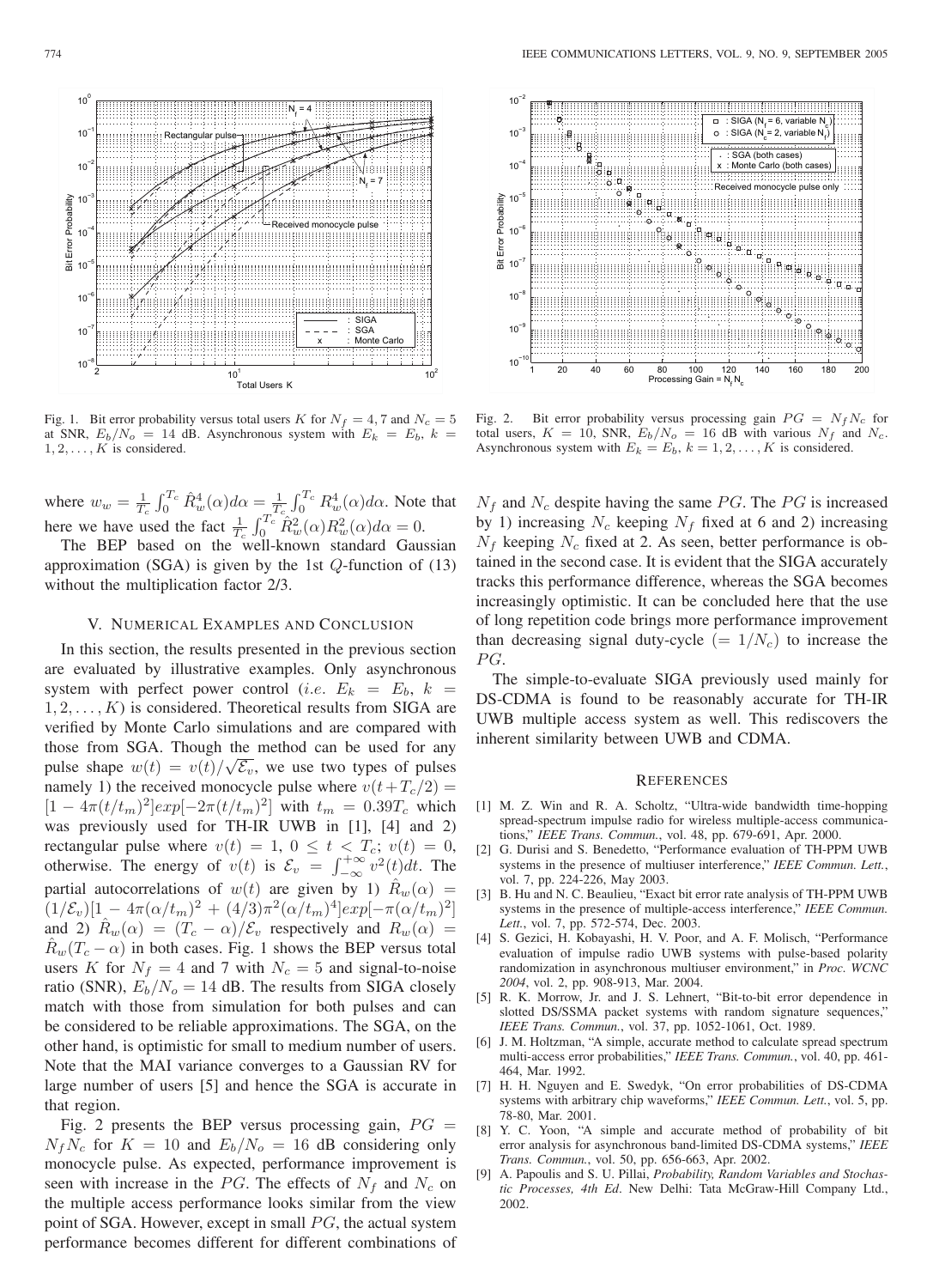Fig. 1 plot text:

Bit Error Probability

Total Users K

$N_f = 4$

$N_f = 7$

Rectangular pulse

Received monocycle pulse

—— : SIGA

- - - : SGA

x : Monte Carlo

Fig. 1. Bit error probability versus total users $K$ for $N_f = 4, 7$ and $N_c = 5$ at SNR, $E_b/N_o = 14$ dB. Asynchronous system with $E_k = E_b$, $k = 1, 2, \ldots, K$ is considered.

Fig. 2 plot text:

Bit Error Probability

Processing Gain = $N_f N_c$

□ : SIGA ($N_f$ = 6, variable $N_c$)

○ : SIGA ($N_c$ = 2, variable $N_f$)

· : SGA (both cases)

x : Monte Carlo (both cases)

Received monocycle pulse only

Fig. 2. Bit error probability versus processing gain $PG = N_f N_c$ for total users, $K = 10$, SNR, $E_b/N_o = 16$ dB with various $N_f$ and $N_c$. Asynchronous system with $E_k = E_b$, $k = 1, 2, \ldots, K$ is considered.

where $w_w = \frac{1}{T_c}\int_0^{T_c} \hat{R}_w^4(\alpha)d\alpha = \frac{1}{T_c}\int_0^{T_c} R_w^4(\alpha)d\alpha$. Note that here we have used the fact $\frac{1}{T_c}\int_0^{T_c} \hat{R}_w^2(\alpha)R_w^2(\alpha)d\alpha = 0$.

The BEP based on the well-known standard Gaussian approximation (SGA) is given by the 1st $Q$-function of (13) without the multiplication factor 2/3.

## V. Numerical Examples and Conclusion

In this section, the results presented in the previous section are evaluated by illustrative examples. Only asynchronous system with perfect power control (*i.e.* $E_k = E_b$, $k = 1, 2, \ldots, K$) is considered. Theoretical results from SIGA are verified by Monte Carlo simulations and are compared with those from SGA. Though the method can be used for any pulse shape $w(t) = v(t)/\sqrt{\mathcal{E}_v}$, we use two types of pulses namely 1) the received monocycle pulse where $v(t+T_c/2) = [1 - 4\pi(t/t_m)^2]exp[-2\pi(t/t_m)^2]$ with $t_m = 0.39T_c$ which was previously used for TH-IR UWB in [1], [4] and 2) rectangular pulse where $v(t) = 1$, $0 \le t < T_c$; $v(t) = 0$, otherwise. The energy of $v(t)$ is $\mathcal{E}_v = \int_{-\infty}^{+\infty} v^2(t)dt$. The partial autocorrelations of $w(t)$ are given by 1) $\hat{R}_w(\alpha) = (1/\mathcal{E}_v)[1 - 4\pi(\alpha/t_m)^2 + (4/3)\pi^2(\alpha/t_m)^4]exp[-\pi(\alpha/t_m)^2]$ and 2) $\hat{R}_w(\alpha) = (T_c - \alpha)/\mathcal{E}_v$ respectively and $R_w(\alpha) = \hat{R}_w(T_c - \alpha)$ in both cases. Fig. 1 shows the BEP versus total users $K$ for $N_f = 4$ and 7 with $N_c = 5$ and signal-to-noise ratio (SNR), $E_b/N_o = 14$ dB. The results from SIGA closely match with those from simulation for both pulses and can be considered to be reliable approximations. The SGA, on the other hand, is optimistic for small to medium number of users. Note that the MAI variance converges to a Gaussian RV for large number of users [5] and hence the SGA is accurate in that region.

Fig. 2 presents the BEP versus processing gain, $PG = N_f N_c$ for $K = 10$ and $E_b/N_o = 16$ dB considering only monocycle pulse. As expected, performance improvement is seen with increase in the $PG$. The effects of $N_f$ and $N_c$ on the multiple access performance looks similar from the view point of SGA. However, except in small $PG$, the actual system performance becomes different for different combinations of $N_f$ and $N_c$ despite having the same $PG$. The $PG$ is increased by 1) increasing $N_c$ keeping $N_f$ fixed at 6 and 2) increasing $N_f$ keeping $N_c$ fixed at 2. As seen, better performance is obtained in the second case. It is evident that the SIGA accurately tracks this performance difference, whereas the SGA becomes increasingly optimistic. It can be concluded here that the use of long repetition code brings more performance improvement than decreasing signal duty-cycle $(= 1/N_c)$ to increase the $PG$.

The simple-to-evaluate SIGA previously used mainly for DS-CDMA is found to be reasonably accurate for TH-IR UWB multiple access system as well. This rediscovers the inherent similarity between UWB and CDMA.

## References

[1] M. Z. Win and R. A. Scholtz, "Ultra-wide bandwidth time-hopping spread-spectrum impulse radio for wireless multiple-access communications," *IEEE Trans. Commun.*, vol. 48, pp. 679-691, Apr. 2000.

[2] G. Durisi and S. Benedetto, "Performance evaluation of TH-PPM UWB systems in the presence of multiuser interference," *IEEE Commun. Lett.*, vol. 7, pp. 224-226, May 2003.

[3] B. Hu and N. C. Beaulieu, "Exact bit error rate analysis of TH-PPM UWB systems in the presence of multiple-access interference," *IEEE Commun. Lett.*, vol. 7, pp. 572-574, Dec. 2003.

[4] S. Gezici, H. Kobayashi, H. V. Poor, and A. F. Molisch, "Performance evaluation of impulse radio UWB systems with pulse-based polarity randomization in asynchronous multiuser environment," in *Proc. WCNC 2004*, vol. 2, pp. 908-913, Mar. 2004.

[5] R. K. Morrow, Jr. and J. S. Lehnert, "Bit-to-bit error dependence in slotted DS/SSMA packet systems with random signature sequences," *IEEE Trans. Commun.*, vol. 37, pp. 1052-1061, Oct. 1989.

[6] J. M. Holtzman, "A simple, accurate method to calculate spread spectrum multi-access error probabilities," *IEEE Trans. Commun.*, vol. 40, pp. 461-464, Mar. 1992.

[7] H. H. Nguyen and E. Swedyk, "On error probabilities of DS-CDMA systems with arbitrary chip waveforms," *IEEE Commun. Lett.*, vol. 5, pp. 78-80, Mar. 2001.

[8] Y. C. Yoon, "A simple and accurate method of probability of bit error analysis for asynchronous band-limited DS-CDMA systems," *IEEE Trans. Commun.*, vol. 50, pp. 656-663, Apr. 2002.

[9] A. Papoulis and S. U. Pillai, *Probability, Random Variables and Stochastic Processes, 4th Ed*. New Delhi: Tata McGraw-Hill Company Ltd., 2002.